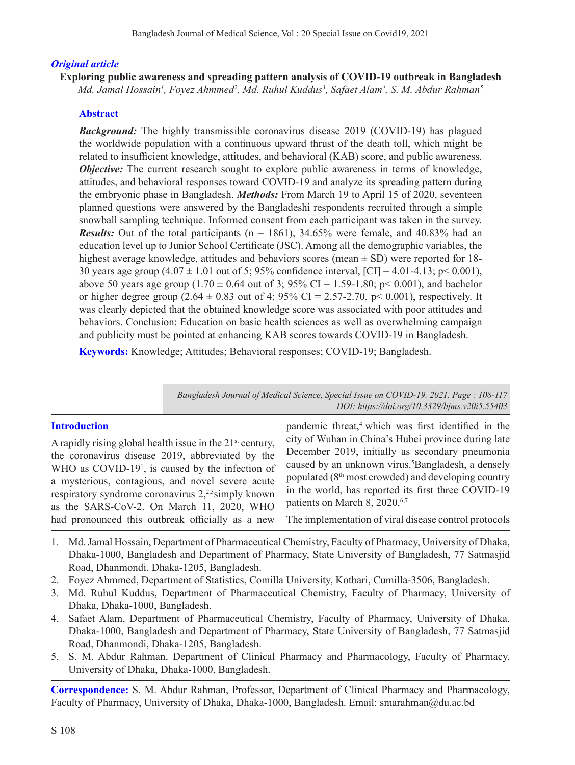*Original article*

# Exploring public awareness and spreading pattern analysis of COVID-19 outbreak in Bangladesh

*Md. Jamal Hossain[1], Foyez Ahmmed[2], Md. Ruhul Kuddus[3], Safaet Alam[4], S. M. Abdur Rahman[5]*

## Abstract

***Background:*** The highly transmissible coronavirus disease 2019 (COVID-19) has plagued the worldwide population with a continuous upward thrust of the death toll, which might be related to insufficient knowledge, attitudes, and behavioral (KAB) score, and public awareness. ***Objective:*** The current research sought to explore public awareness in terms of knowledge, attitudes, and behavioral responses toward COVID-19 and analyze its spreading pattern during the embryonic phase in Bangladesh. ***Methods:*** From March 19 to April 15 of 2020, seventeen planned questions were answered by the Bangladeshi respondents recruited through a simple snowball sampling technique. Informed consent from each participant was taken in the survey. ***Results:*** Out of the total participants (n = 1861), 34.65% were female, and 40.83% had an education level up to Junior School Certificate (JSC). Among all the demographic variables, the highest average knowledge, attitudes and behaviors scores (mean ± SD) were reported for 18-30 years age group (4.07 ± 1.01 out of 5; 95% confidence interval, [CI] = 4.01-4.13; $p < 0.001$), above 50 years age group (1.70 ± 0.64 out of 3; 95% CI = 1.59-1.80; $p < 0.001$), and bachelor or higher degree group (2.64 ± 0.83 out of 4; 95% CI = 2.57-2.70, $p < 0.001$), respectively. It was clearly depicted that the obtained knowledge score was associated with poor attitudes and behaviors. Conclusion: Education on basic health sciences as well as overwhelming campaign and publicity must be pointed at enhancing KAB scores towards COVID-19 in Bangladesh.

**Keywords:** Knowledge; Attitudes; Behavioral responses; COVID-19; Bangladesh.

*Bangladesh Journal of Medical Science, Special Issue on COVID-19. 2021. Page : 108-117*
*DOI: https://doi.org/10.3329/bjms.v20i5.55403*

## Introduction

A rapidly rising global health issue in the 21st century, the coronavirus disease 2019, abbreviated by the WHO as COVID-19[1], is caused by the infection of a mysterious, contagious, and novel severe acute respiratory syndrome coronavirus 2,[2,3] simply known as the SARS-CoV-2. On March 11, 2020, WHO had pronounced this outbreak officially as a new pandemic threat,[4] which was first identified in the city of Wuhan in China's Hubei province during late December 2019, initially as secondary pneumonia caused by an unknown virus.[5] Bangladesh, a densely populated (8th most crowded) and developing country in the world, has reported its first three COVID-19 patients on March 8, 2020.[6,7]

The implementation of viral disease control protocols

1. Md. Jamal Hossain, Department of Pharmaceutical Chemistry, Faculty of Pharmacy, University of Dhaka, Dhaka-1000, Bangladesh and Department of Pharmacy, State University of Bangladesh, 77 Satmasjid Road, Dhanmondi, Dhaka-1205, Bangladesh.
2. Foyez Ahmmed, Department of Statistics, Comilla University, Kotbari, Cumilla-3506, Bangladesh.
3. Md. Ruhul Kuddus, Department of Pharmaceutical Chemistry, Faculty of Pharmacy, University of Dhaka, Dhaka-1000, Bangladesh.
4. Safaet Alam, Department of Pharmaceutical Chemistry, Faculty of Pharmacy, University of Dhaka, Dhaka-1000, Bangladesh and Department of Pharmacy, State University of Bangladesh, 77 Satmasjid Road, Dhanmondi, Dhaka-1205, Bangladesh.
5. S. M. Abdur Rahman, Department of Clinical Pharmacy and Pharmacology, Faculty of Pharmacy, University of Dhaka, Dhaka-1000, Bangladesh.

**Correspondence:** S. M. Abdur Rahman, Professor, Department of Clinical Pharmacy and Pharmacology, Faculty of Pharmacy, University of Dhaka, Dhaka-1000, Bangladesh. Email: smarahman@du.ac.bd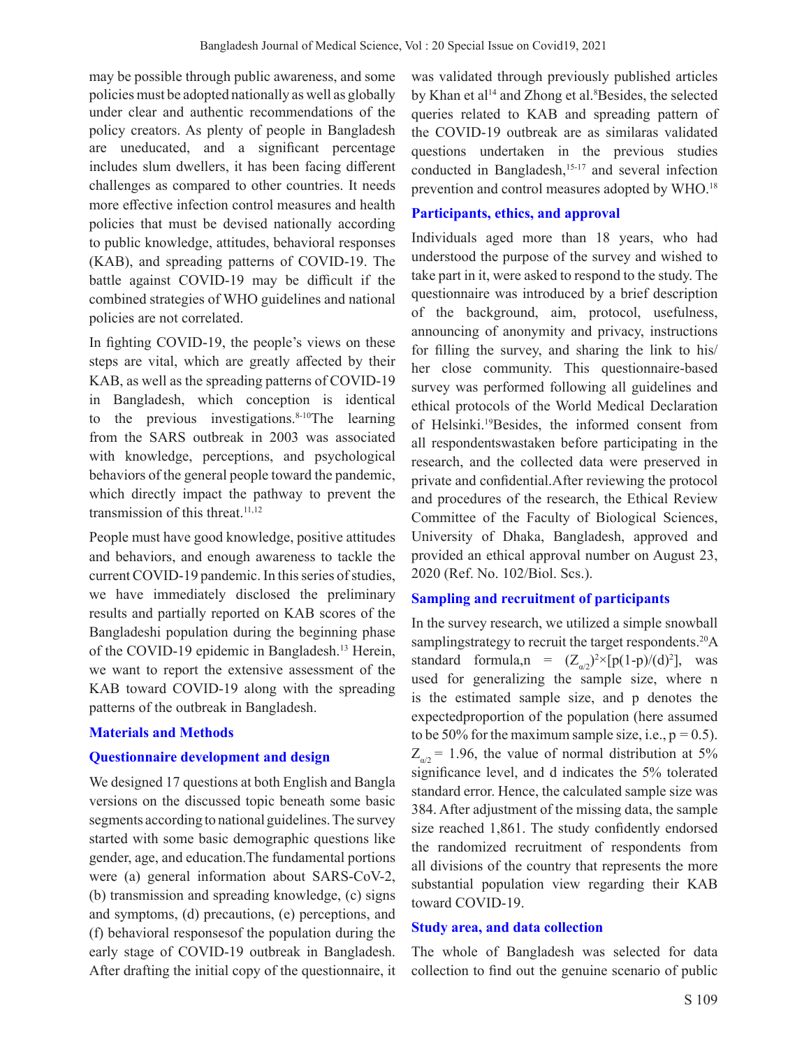may be possible through public awareness, and some policies must be adopted nationally as well as globally under clear and authentic recommendations of the policy creators. As plenty of people in Bangladesh are uneducated, and a significant percentage includes slum dwellers, it has been facing different challenges as compared to other countries. It needs more effective infection control measures and health policies that must be devised nationally according to public knowledge, attitudes, behavioral responses (KAB), and spreading patterns of COVID-19. The battle against COVID-19 may be difficult if the combined strategies of WHO guidelines and national policies are not correlated.

In fighting COVID-19, the people's views on these steps are vital, which are greatly affected by their KAB, as well as the spreading patterns of COVID-19 in Bangladesh, which conception is identical to the previous investigations.[8-10]The learning from the SARS outbreak in 2003 was associated with knowledge, perceptions, and psychological behaviors of the general people toward the pandemic, which directly impact the pathway to prevent the transmission of this threat.[11,12]

People must have good knowledge, positive attitudes and behaviors, and enough awareness to tackle the current COVID-19 pandemic. In this series of studies, we have immediately disclosed the preliminary results and partially reported on KAB scores of the Bangladeshi population during the beginning phase of the COVID-19 epidemic in Bangladesh.[13] Herein, we want to report the extensive assessment of the KAB toward COVID-19 along with the spreading patterns of the outbreak in Bangladesh.

## Materials and Methods

### Questionnaire development and design

We designed 17 questions at both English and Bangla versions on the discussed topic beneath some basic segments according to national guidelines. The survey started with some basic demographic questions like gender, age, and education. The fundamental portions were (a) general information about SARS-CoV-2, (b) transmission and spreading knowledge, (c) signs and symptoms, (d) precautions, (e) perceptions, and (f) behavioral responsesof the population during the early stage of COVID-19 outbreak in Bangladesh. After drafting the initial copy of the questionnaire, it was validated through previously published articles by Khan et al[14] and Zhong et al.[8]Besides, the selected queries related to KAB and spreading pattern of the COVID-19 outbreak are as similaras validated questions undertaken in the previous studies conducted in Bangladesh,[15-17] and several infection prevention and control measures adopted by WHO.[18]

### Participants, ethics, and approval

Individuals aged more than 18 years, who had understood the purpose of the survey and wished to take part in it, were asked to respond to the study. The questionnaire was introduced by a brief description of the background, aim, protocol, usefulness, announcing of anonymity and privacy, instructions for filling the survey, and sharing the link to his/her close community. This questionnaire-based survey was performed following all guidelines and ethical protocols of the World Medical Declaration of Helsinki.[19]Besides, the informed consent from all respondentswastaken before participating in the research, and the collected data were preserved in private and confidential.After reviewing the protocol and procedures of the research, the Ethical Review Committee of the Faculty of Biological Sciences, University of Dhaka, Bangladesh, approved and provided an ethical approval number on August 23, 2020 (Ref. No. 102/Biol. Scs.).

### Sampling and recruitment of participants

In the survey research, we utilized a simple snowball samplingstrategy to recruit the target respondents.[20]A standard formula, $n = (Z_{\alpha/2})^2 \times [p(1-p)/(d)^2]$, was used for generalizing the sample size, where n is the estimated sample size, and p denotes the expectedproportion of the population (here assumed to be 50% for the maximum sample size, i.e., p = 0.5). $Z_{\alpha/2}$ = 1.96, the value of normal distribution at 5% significance level, and d indicates the 5% tolerated standard error. Hence, the calculated sample size was 384. After adjustment of the missing data, the sample size reached 1,861. The study confidently endorsed the randomized recruitment of respondents from all divisions of the country that represents the more substantial population view regarding their KAB toward COVID-19.

### Study area, and data collection

The whole of Bangladesh was selected for data collection to find out the genuine scenario of public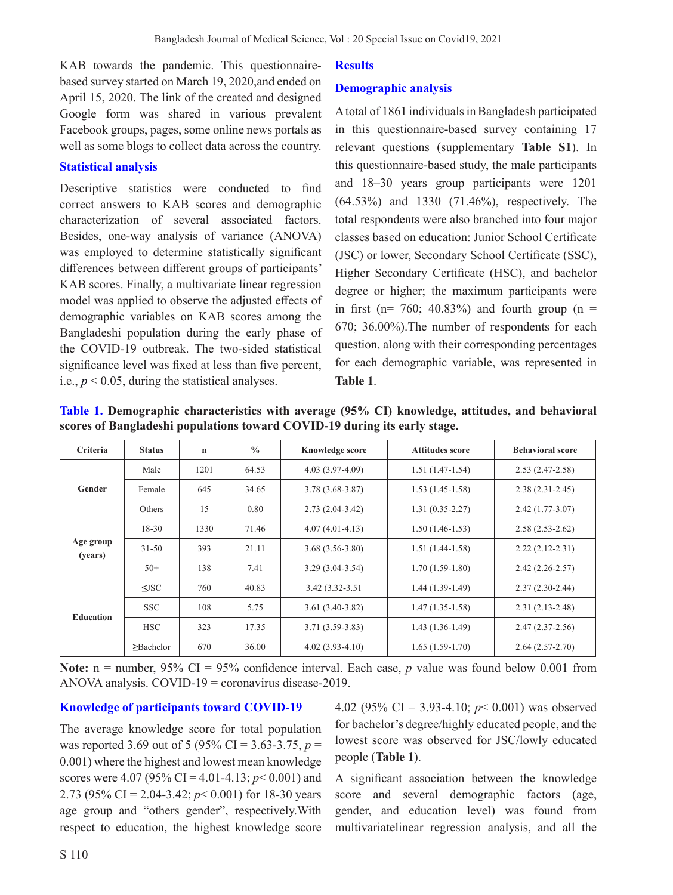KAB towards the pandemic. This questionnaire-based survey started on March 19, 2020,and ended on April 15, 2020. The link of the created and designed Google form was shared in various prevalent Facebook groups, pages, some online news portals as well as some blogs to collect data across the country.

### Statistical analysis

Descriptive statistics were conducted to find correct answers to KAB scores and demographic characterization of several associated factors. Besides, one-way analysis of variance (ANOVA) was employed to determine statistically significant differences between different groups of participants' KAB scores. Finally, a multivariate linear regression model was applied to observe the adjusted effects of demographic variables on KAB scores among the Bangladeshi population during the early phase of the COVID-19 outbreak. The two-sided statistical significance level was fixed at less than five percent, i.e., $p < 0.05$, during the statistical analyses.

## Results

### Demographic analysis

A total of 1861 individuals in Bangladesh participated in this questionnaire-based survey containing 17 relevant questions (supplementary **Table S1**). In this questionnaire-based study, the male participants and 18–30 years group participants were 1201 (64.53%) and 1330 (71.46%), respectively. The total respondents were also branched into four major classes based on education: Junior School Certificate (JSC) or lower, Secondary School Certificate (SSC), Higher Secondary Certificate (HSC), and bachelor degree or higher; the maximum participants were in first (n= 760; 40.83%) and fourth group (n = 670; 36.00%).The number of respondents for each question, along with their corresponding percentages for each demographic variable, was represented in **Table 1**.

**Table 1. Demographic characteristics with average (95% CI) knowledge, attitudes, and behavioral scores of Bangladeshi populations toward COVID-19 during its early stage.**

| Criteria | Status | n | % | Knowledge score | Attitudes score | Behavioral score |
|---|---|---|---|---|---|---|
| Gender | Male | 1201 | 64.53 | 4.03 (3.97-4.09) | 1.51 (1.47-1.54) | 2.53 (2.47-2.58) |
| | Female | 645 | 34.65 | 3.78 (3.68-3.87) | 1.53 (1.45-1.58) | 2.38 (2.31-2.45) |
| | Others | 15 | 0.80 | 2.73 (2.04-3.42) | 1.31 (0.35-2.27) | 2.42 (1.77-3.07) |
| Age group (years) | 18-30 | 1330 | 71.46 | 4.07 (4.01-4.13) | 1.50 (1.46-1.53) | 2.58 (2.53-2.62) |
| | 31-50 | 393 | 21.11 | 3.68 (3.56-3.80) | 1.51 (1.44-1.58) | 2.22 (2.12-2.31) |
| | 50+ | 138 | 7.41 | 3.29 (3.04-3.54) | 1.70 (1.59-1.80) | 2.42 (2.26-2.57) |
| Education | ≤JSC | 760 | 40.83 | 3.42 (3.32-3.51 | 1.44 (1.39-1.49) | 2.37 (2.30-2.44) |
| | SSC | 108 | 5.75 | 3.61 (3.40-3.82) | 1.47 (1.35-1.58) | 2.31 (2.13-2.48) |
| | HSC | 323 | 17.35 | 3.71 (3.59-3.83) | 1.43 (1.36-1.49) | 2.47 (2.37-2.56) |
| | ≥Bachelor | 670 | 36.00 | 4.02 (3.93-4.10) | 1.65 (1.59-1.70) | 2.64 (2.57-2.70) |

**Note:** n = number, 95% CI = 95% confidence interval. Each case, $p$ value was found below 0.001 from ANOVA analysis. COVID-19 = coronavirus disease-2019.

### Knowledge of participants toward COVID-19

The average knowledge score for total population was reported 3.69 out of 5 (95% CI = 3.63-3.75, $p$ = 0.001) where the highest and lowest mean knowledge scores were 4.07 (95% CI = 4.01-4.13; $p$< 0.001) and 2.73 (95% CI = 2.04-3.42; $p$< 0.001) for 18-30 years age group and "others gender", respectively.With respect to education, the highest knowledge score 4.02 (95% CI = 3.93-4.10; $p$< 0.001) was observed for bachelor's degree/highly educated people, and the lowest score was observed for JSC/lowly educated people (**Table 1**).

A significant association between the knowledge score and several demographic factors (age, gender, and education level) was found from multivariatelinear regression analysis, and all the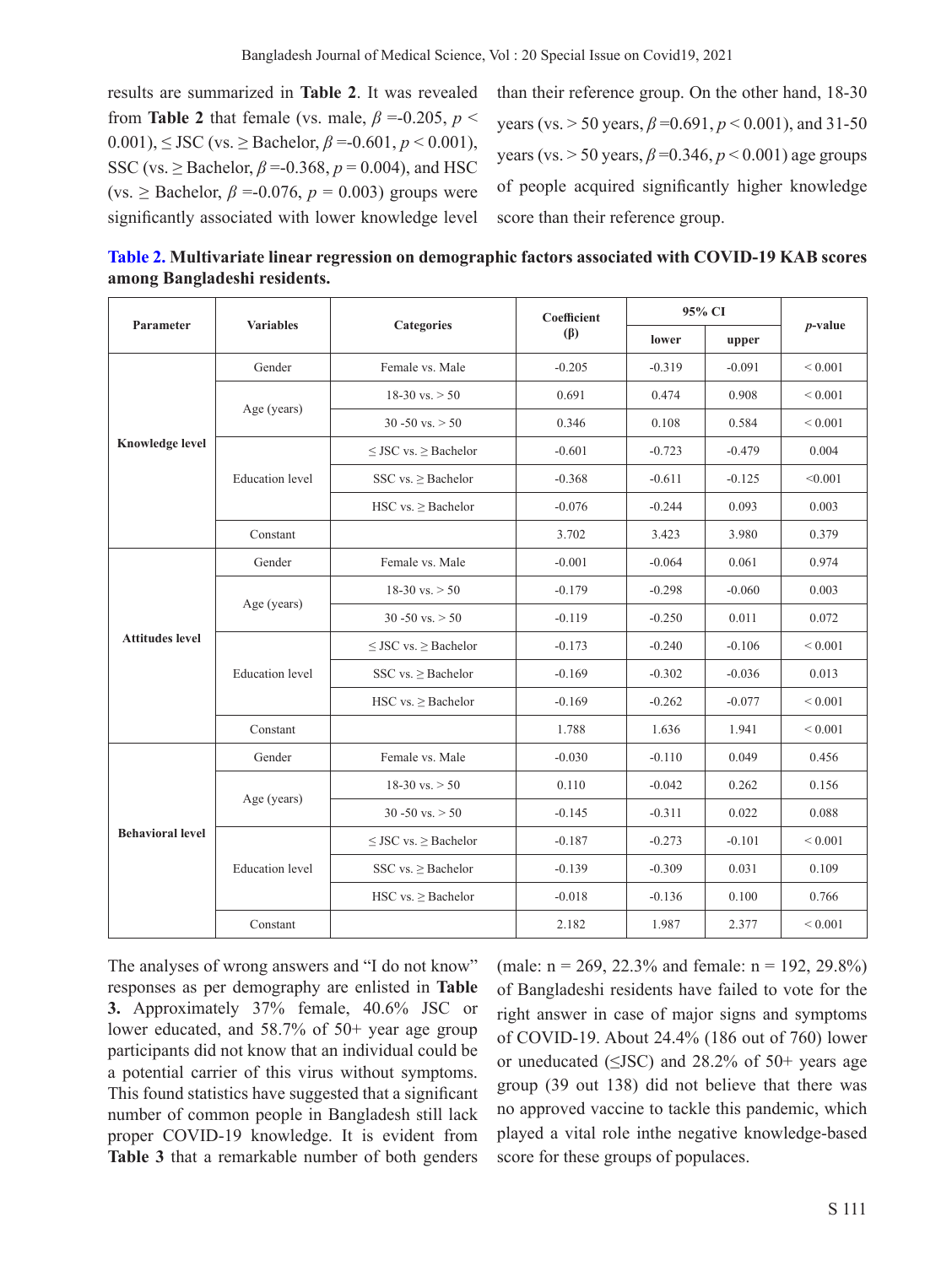results are summarized in **Table 2**. It was revealed from **Table 2** that female (vs. male, $\beta$ =-0.205, $p$ < 0.001), ≤ JSC (vs. ≥ Bachelor, $\beta$ =-0.601, $p$ < 0.001), SSC (vs. ≥ Bachelor, $\beta$ =-0.368, $p$ = 0.004), and HSC (vs. ≥ Bachelor, $\beta$ =-0.076, $p$ = 0.003) groups were significantly associated with lower knowledge level than their reference group. On the other hand, 18-30 years (vs. > 50 years, $\beta$ =0.691, $p$ < 0.001), and 31-50 years (vs. > 50 years, $\beta$ =0.346, $p$ < 0.001) age groups of people acquired significantly higher knowledge score than their reference group.

**Table 2. Multivariate linear regression on demographic factors associated with COVID-19 KAB scores among Bangladeshi residents.**

| Parameter | Variables | Categories | Coefficient (β) | 95% CI | | *p*-value |
|---|---|---|---|---|---|---|
| | | | | lower | upper | |
| Knowledge level | Gender | Female vs. Male | -0.205 | -0.319 | -0.091 | < 0.001 |
| | Age (years) | 18-30 vs. > 50 | 0.691 | 0.474 | 0.908 | < 0.001 |
| | | 30 -50 vs. > 50 | 0.346 | 0.108 | 0.584 | < 0.001 |
| | Education level | ≤ JSC vs. ≥ Bachelor | -0.601 | -0.723 | -0.479 | 0.004 |
| | | SSC vs. ≥ Bachelor | -0.368 | -0.611 | -0.125 | <0.001 |
| | | HSC vs. ≥ Bachelor | -0.076 | -0.244 | 0.093 | 0.003 |
| | Constant | | 3.702 | 3.423 | 3.980 | 0.379 |
| Attitudes level | Gender | Female vs. Male | -0.001 | -0.064 | 0.061 | 0.974 |
| | Age (years) | 18-30 vs. > 50 | -0.179 | -0.298 | -0.060 | 0.003 |
| | | 30 -50 vs. > 50 | -0.119 | -0.250 | 0.011 | 0.072 |
| | Education level | ≤ JSC vs. ≥ Bachelor | -0.173 | -0.240 | -0.106 | < 0.001 |
| | | SSC vs. ≥ Bachelor | -0.169 | -0.302 | -0.036 | 0.013 |
| | | HSC vs. ≥ Bachelor | -0.169 | -0.262 | -0.077 | < 0.001 |
| | Constant | | 1.788 | 1.636 | 1.941 | < 0.001 |
| Behavioral level | Gender | Female vs. Male | -0.030 | -0.110 | 0.049 | 0.456 |
| | Age (years) | 18-30 vs. > 50 | 0.110 | -0.042 | 0.262 | 0.156 |
| | | 30 -50 vs. > 50 | -0.145 | -0.311 | 0.022 | 0.088 |
| | Education level | ≤ JSC vs. ≥ Bachelor | -0.187 | -0.273 | -0.101 | < 0.001 |
| | | SSC vs. ≥ Bachelor | -0.139 | -0.309 | 0.031 | 0.109 |
| | | HSC vs. ≥ Bachelor | -0.018 | -0.136 | 0.100 | 0.766 |
| | Constant | | 2.182 | 1.987 | 2.377 | < 0.001 |

The analyses of wrong answers and "I do not know" responses as per demography are enlisted in **Table 3.** Approximately 37% female, 40.6% JSC or lower educated, and 58.7% of 50+ year age group participants did not know that an individual could be a potential carrier of this virus without symptoms. This found statistics have suggested that a significant number of common people in Bangladesh still lack proper COVID-19 knowledge. It is evident from **Table 3** that a remarkable number of both genders (male: n = 269, 22.3% and female: n = 192, 29.8%) of Bangladeshi residents have failed to vote for the right answer in case of major signs and symptoms of COVID-19. About 24.4% (186 out of 760) lower or uneducated (≤JSC) and 28.2% of 50+ years age group (39 out 138) did not believe that there was no approved vaccine to tackle this pandemic, which played a vital role inthe negative knowledge-based score for these groups of populaces.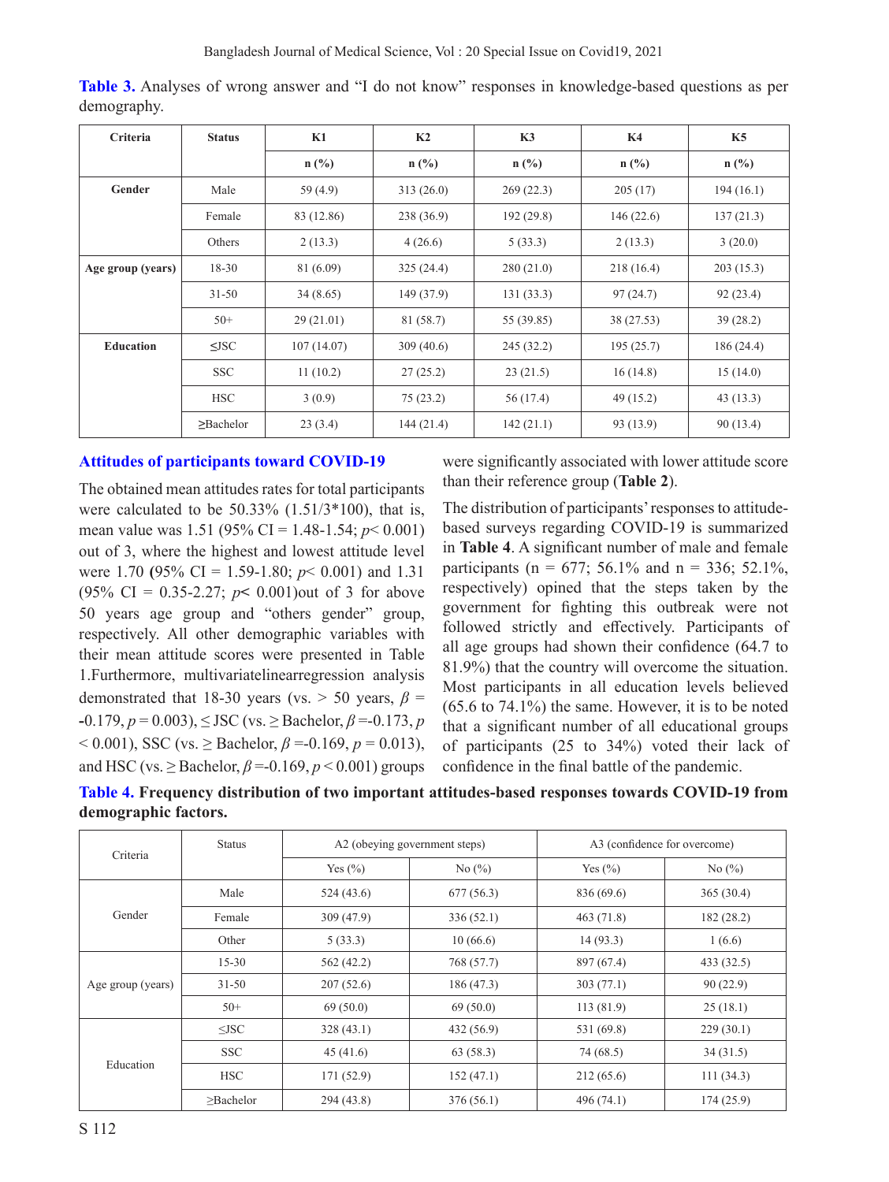**Table 3.** Analyses of wrong answer and "I do not know" responses in knowledge-based questions as per demography.

| Criteria | Status | K1 | K2 | K3 | K4 | K5 |
|---|---|---|---|---|---|---|
| | | n (%) | n (%) | n (%) | n (%) | n (%) |
| **Gender** | Male | 59 (4.9) | 313 (26.0) | 269 (22.3) | 205 (17) | 194 (16.1) |
| | Female | 83 (12.86) | 238 (36.9) | 192 (29.8) | 146 (22.6) | 137 (21.3) |
| | Others | 2 (13.3) | 4 (26.6) | 5 (33.3) | 2 (13.3) | 3 (20.0) |
| **Age group (years)** | 18-30 | 81 (6.09) | 325 (24.4) | 280 (21.0) | 218 (16.4) | 203 (15.3) |
| | 31-50 | 34 (8.65) | 149 (37.9) | 131 (33.3) | 97 (24.7) | 92 (23.4) |
| | 50+ | 29 (21.01) | 81 (58.7) | 55 (39.85) | 38 (27.53) | 39 (28.2) |
| **Education** | ≤JSC | 107 (14.07) | 309 (40.6) | 245 (32.2) | 195 (25.7) | 186 (24.4) |
| | SSC | 11 (10.2) | 27 (25.2) | 23 (21.5) | 16 (14.8) | 15 (14.0) |
| | HSC | 3 (0.9) | 75 (23.2) | 56 (17.4) | 49 (15.2) | 43 (13.3) |
| | ≥Bachelor | 23 (3.4) | 144 (21.4) | 142 (21.1) | 93 (13.9) | 90 (13.4) |

### Attitudes of participants toward COVID-19

The obtained mean attitudes rates for total participants were calculated to be 50.33% (1.51/3*100), that is, mean value was 1.51 (95% CI = 1.48-1.54; $p < 0.001$) out of 3, where the highest and lowest attitude level were 1.70 **(**95% CI = 1.59-1.80; $p < 0.001$) and 1.31 (95% CI = 0.35-2.27; $p < 0.001$)out of 3 for above 50 years age group and "others gender" group, respectively. All other demographic variables with their mean attitude scores were presented in Table 1.Furthermore, multivariatelinearregression analysis demonstrated that 18-30 years (vs. > 50 years, $\beta$ = **-**0.179, $p = 0.003$), ≤ JSC (vs. ≥ Bachelor, $\beta$ =-0.173, $p < 0.001$), SSC (vs. ≥ Bachelor, $\beta$ =-0.169, $p = 0.013$), and HSC (vs. ≥ Bachelor, $\beta$ =-0.169, $p < 0.001$) groups were significantly associated with lower attitude score than their reference group (**Table 2**).

The distribution of participants' responses to attitude-based surveys regarding COVID-19 is summarized in **Table 4**. A significant number of male and female participants (n = 677; 56.1% and n = 336; 52.1%, respectively) opined that the steps taken by the government for fighting this outbreak were not followed strictly and effectively. Participants of all age groups had shown their confidence (64.7 to 81.9%) that the country will overcome the situation. Most participants in all education levels believed (65.6 to 74.1%) the same. However, it is to be noted that a significant number of all educational groups of participants (25 to 34%) voted their lack of confidence in the final battle of the pandemic.

**Table 4. Frequency distribution of two important attitudes-based responses towards COVID-19 from demographic factors.**

| Criteria | Status | A2 (obeying government steps) | | A3 (confidence for overcome) | |
|---|---|---|---|---|---|
| | | Yes (%) | No (%) | Yes (%) | No (%) |
| Gender | Male | 524 (43.6) | 677 (56.3) | 836 (69.6) | 365 (30.4) |
| | Female | 309 (47.9) | 336 (52.1) | 463 (71.8) | 182 (28.2) |
| | Other | 5 (33.3) | 10 (66.6) | 14 (93.3) | 1 (6.6) |
| Age group (years) | 15-30 | 562 (42.2) | 768 (57.7) | 897 (67.4) | 433 (32.5) |
| | 31-50 | 207 (52.6) | 186 (47.3) | 303 (77.1) | 90 (22.9) |
| | 50+ | 69 (50.0) | 69 (50.0) | 113 (81.9) | 25 (18.1) |
| Education | ≤JSC | 328 (43.1) | 432 (56.9) | 531 (69.8) | 229 (30.1) |
| | SSC | 45 (41.6) | 63 (58.3) | 74 (68.5) | 34 (31.5) |
| | HSC | 171 (52.9) | 152 (47.1) | 212 (65.6) | 111 (34.3) |
| | ≥Bachelor | 294 (43.8) | 376 (56.1) | 496 (74.1) | 174 (25.9) |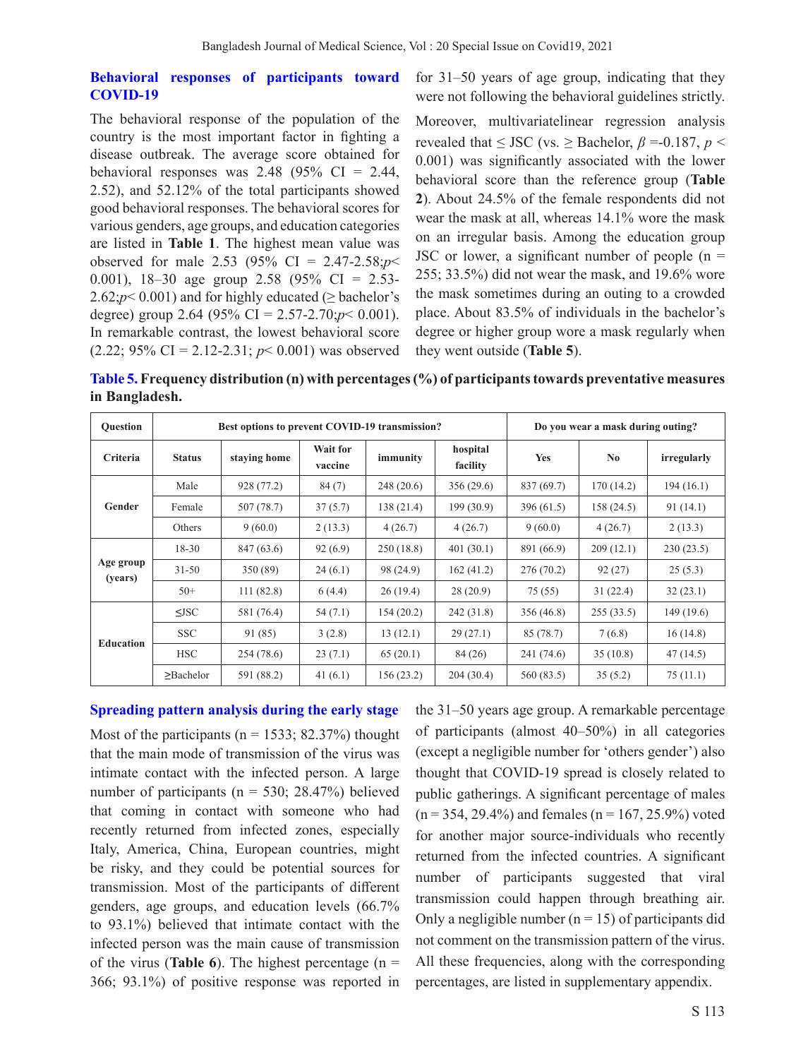## Behavioral responses of participants toward COVID-19

The behavioral response of the population of the country is the most important factor in fighting a disease outbreak. The average score obtained for behavioral responses was 2.48 (95% CI = 2.44, 2.52), and 52.12% of the total participants showed good behavioral responses. The behavioral scores for various genders, age groups, and education categories are listed in **Table 1**. The highest mean value was observed for male 2.53 (95% CI = 2.47-2.58;$p$< 0.001), 18–30 age group 2.58 (95% CI = 2.53-2.62;$p$< 0.001) and for highly educated (≥ bachelor's degree) group 2.64 (95% CI = 2.57-2.70;$p$< 0.001). In remarkable contrast, the lowest behavioral score (2.22; 95% CI = 2.12-2.31; $p$< 0.001) was observed for 31–50 years of age group, indicating that they were not following the behavioral guidelines strictly.

Moreover, multivariatelinear regression analysis revealed that ≤ JSC (vs. ≥ Bachelor, $\beta$ =-0.187, $p$ < 0.001) was significantly associated with the lower behavioral score than the reference group (**Table 2**). About 24.5% of the female respondents did not wear the mask at all, whereas 14.1% wore the mask on an irregular basis. Among the education group JSC or lower, a significant number of people (n = 255; 33.5%) did not wear the mask, and 19.6% wore the mask sometimes during an outing to a crowded place. About 83.5% of individuals in the bachelor's degree or higher group wore a mask regularly when they went outside (**Table 5**).

**Table 5. Frequency distribution (n) with percentages (%) of participants towards preventative measures in Bangladesh.**

| Question | | Best options to prevent COVID-19 transmission? | | | | Do you wear a mask during outing? | | |
|---|---|---|---|---|---|---|---|---|
| **Criteria** | **Status** | **staying home** | **Wait for vaccine** | **immunity** | **hospital facility** | **Yes** | **No** | **irregularly** |
| Gender | Male | 928 (77.2) | 84 (7) | 248 (20.6) | 356 (29.6) | 837 (69.7) | 170 (14.2) | 194 (16.1) |
| | Female | 507 (78.7) | 37 (5.7) | 138 (21.4) | 199 (30.9) | 396 (61.5) | 158 (24.5) | 91 (14.1) |
| | Others | 9 (60.0) | 2 (13.3) | 4 (26.7) | 4 (26.7) | 9 (60.0) | 4 (26.7) | 2 (13.3) |
| Age group (years) | 18-30 | 847 (63.6) | 92 (6.9) | 250 (18.8) | 401 (30.1) | 891 (66.9) | 209 (12.1) | 230 (23.5) |
| | 31-50 | 350 (89) | 24 (6.1) | 98 (24.9) | 162 (41.2) | 276 (70.2) | 92 (27) | 25 (5.3) |
| | 50+ | 111 (82.8) | 6 (4.4) | 26 (19.4) | 28 (20.9) | 75 (55) | 31 (22.4) | 32 (23.1) |
| Education | ≤JSC | 581 (76.4) | 54 (7.1) | 154 (20.2) | 242 (31.8) | 356 (46.8) | 255 (33.5) | 149 (19.6) |
| | SSC | 91 (85) | 3 (2.8) | 13 (12.1) | 29 (27.1) | 85 (78.7) | 7 (6.8) | 16 (14.8) |
| | HSC | 254 (78.6) | 23 (7.1) | 65 (20.1) | 84 (26) | 241 (74.6) | 35 (10.8) | 47 (14.5) |
| | ≥Bachelor | 591 (88.2) | 41 (6.1) | 156 (23.2) | 204 (30.4) | 560 (83.5) | 35 (5.2) | 75 (11.1) |

## Spreading pattern analysis during the early stage

Most of the participants (n = 1533; 82.37%) thought that the main mode of transmission of the virus was intimate contact with the infected person. A large number of participants (n = 530; 28.47%) believed that coming in contact with someone who had recently returned from infected zones, especially Italy, America, China, European countries, might be risky, and they could be potential sources for transmission. Most of the participants of different genders, age groups, and education levels (66.7% to 93.1%) believed that intimate contact with the infected person was the main cause of transmission of the virus (**Table 6**). The highest percentage (n = 366; 93.1%) of positive response was reported in the 31–50 years age group. A remarkable percentage of participants (almost 40–50%) in all categories (except a negligible number for 'others gender') also thought that COVID-19 spread is closely related to public gatherings. A significant percentage of males (n = 354, 29.4%) and females (n = 167, 25.9%) voted for another major source-individuals who recently returned from the infected countries. A significant number of participants suggested that viral transmission could happen through breathing air. Only a negligible number (n = 15) of participants did not comment on the transmission pattern of the virus. All these frequencies, along with the corresponding percentages, are listed in supplementary appendix.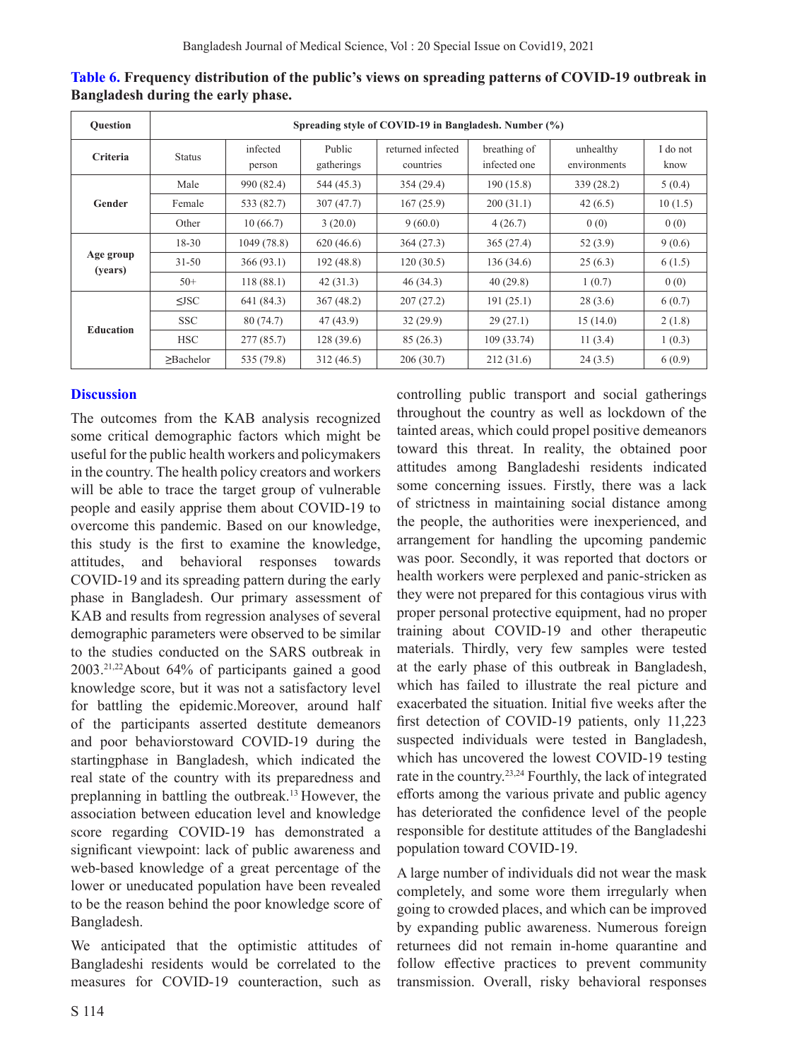**Table 6. Frequency distribution of the public's views on spreading patterns of COVID-19 outbreak in Bangladesh during the early phase.**

| Question | Spreading style of COVID-19 in Bangladesh. Number (%) | | | | | | |
|---|---|---|---|---|---|---|---|
| Criteria | Status | infected person | Public gatherings | returned infected countries | breathing of infected one | unhealthy environments | I do not know |
| Gender | Male | 990 (82.4) | 544 (45.3) | 354 (29.4) | 190 (15.8) | 339 (28.2) | 5 (0.4) |
| | Female | 533 (82.7) | 307 (47.7) | 167 (25.9) | 200 (31.1) | 42 (6.5) | 10 (1.5) |
| | Other | 10 (66.7) | 3 (20.0) | 9 (60.0) | 4 (26.7) | 0 (0) | 0 (0) |
| Age group (years) | 18-30 | 1049 (78.8) | 620 (46.6) | 364 (27.3) | 365 (27.4) | 52 (3.9) | 9 (0.6) |
| | 31-50 | 366 (93.1) | 192 (48.8) | 120 (30.5) | 136 (34.6) | 25 (6.3) | 6 (1.5) |
| | 50+ | 118 (88.1) | 42 (31.3) | 46 (34.3) | 40 (29.8) | 1 (0.7) | 0 (0) |
| Education | ≤JSC | 641 (84.3) | 367 (48.2) | 207 (27.2) | 191 (25.1) | 28 (3.6) | 6 (0.7) |
| | SSC | 80 (74.7) | 47 (43.9) | 32 (29.9) | 29 (27.1) | 15 (14.0) | 2 (1.8) |
| | HSC | 277 (85.7) | 128 (39.6) | 85 (26.3) | 109 (33.74) | 11 (3.4) | 1 (0.3) |
| | ≥Bachelor | 535 (79.8) | 312 (46.5) | 206 (30.7) | 212 (31.6) | 24 (3.5) | 6 (0.9) |

## Discussion

The outcomes from the KAB analysis recognized some critical demographic factors which might be useful for the public health workers and policymakers in the country. The health policy creators and workers will be able to trace the target group of vulnerable people and easily apprise them about COVID-19 to overcome this pandemic. Based on our knowledge, this study is the first to examine the knowledge, attitudes, and behavioral responses towards COVID-19 and its spreading pattern during the early phase in Bangladesh. Our primary assessment of KAB and results from regression analyses of several demographic parameters were observed to be similar to the studies conducted on the SARS outbreak in 2003.[21,22] About 64% of participants gained a good knowledge score, but it was not a satisfactory level for battling the epidemic.Moreover, around half of the participants asserted destitute demeanors and poor behaviorstoward COVID-19 during the startingphase in Bangladesh, which indicated the real state of the country with its preparedness and preplanning in battling the outbreak.[13] However, the association between education level and knowledge score regarding COVID-19 has demonstrated a significant viewpoint: lack of public awareness and web-based knowledge of a great percentage of the lower or uneducated population have been revealed to be the reason behind the poor knowledge score of Bangladesh.

We anticipated that the optimistic attitudes of Bangladeshi residents would be correlated to the measures for COVID-19 counteraction, such as controlling public transport and social gatherings throughout the country as well as lockdown of the tainted areas, which could propel positive demeanors toward this threat. In reality, the obtained poor attitudes among Bangladeshi residents indicated some concerning issues. Firstly, there was a lack of strictness in maintaining social distance among the people, the authorities were inexperienced, and arrangement for handling the upcoming pandemic was poor. Secondly, it was reported that doctors or health workers were perplexed and panic-stricken as they were not prepared for this contagious virus with proper personal protective equipment, had no proper training about COVID-19 and other therapeutic materials. Thirdly, very few samples were tested at the early phase of this outbreak in Bangladesh, which has failed to illustrate the real picture and exacerbated the situation. Initial five weeks after the first detection of COVID-19 patients, only 11,223 suspected individuals were tested in Bangladesh, which has uncovered the lowest COVID-19 testing rate in the country.[23,24] Fourthly, the lack of integrated efforts among the various private and public agency has deteriorated the confidence level of the people responsible for destitute attitudes of the Bangladeshi population toward COVID-19.

A large number of individuals did not wear the mask completely, and some wore them irregularly when going to crowded places, and which can be improved by expanding public awareness. Numerous foreign returnees did not remain in-home quarantine and follow effective practices to prevent community transmission. Overall, risky behavioral responses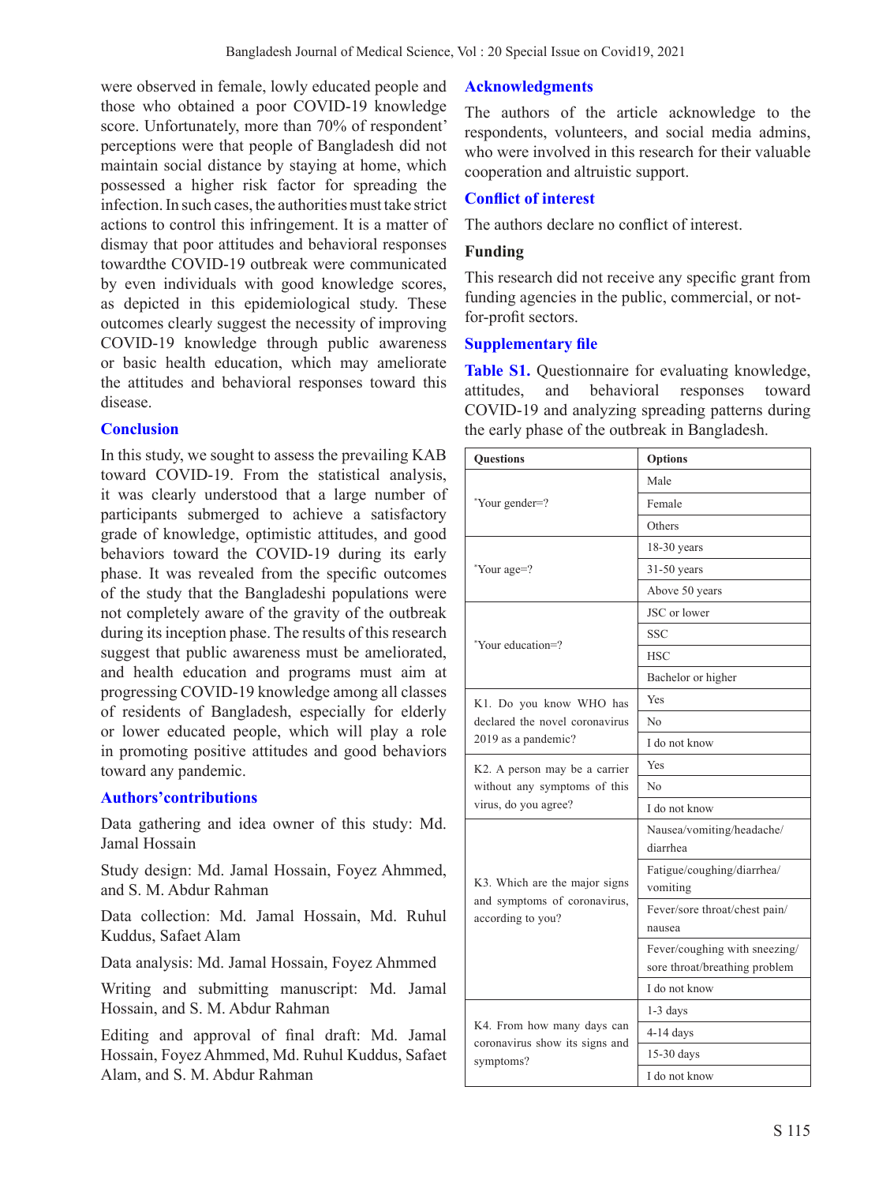were observed in female, lowly educated people and those who obtained a poor COVID-19 knowledge score. Unfortunately, more than 70% of respondent' perceptions were that people of Bangladesh did not maintain social distance by staying at home, which possessed a higher risk factor for spreading the infection. In such cases, the authorities must take strict actions to control this infringement. It is a matter of dismay that poor attitudes and behavioral responses towardthe COVID-19 outbreak were communicated by even individuals with good knowledge scores, as depicted in this epidemiological study. These outcomes clearly suggest the necessity of improving COVID-19 knowledge through public awareness or basic health education, which may ameliorate the attitudes and behavioral responses toward this disease.

## Conclusion

In this study, we sought to assess the prevailing KAB toward COVID-19. From the statistical analysis, it was clearly understood that a large number of participants submerged to achieve a satisfactory grade of knowledge, optimistic attitudes, and good behaviors toward the COVID-19 during its early phase. It was revealed from the specific outcomes of the study that the Bangladeshi populations were not completely aware of the gravity of the outbreak during its inception phase. The results of this research suggest that public awareness must be ameliorated, and health education and programs must aim at progressing COVID-19 knowledge among all classes of residents of Bangladesh, especially for elderly or lower educated people, which will play a role in promoting positive attitudes and good behaviors toward any pandemic.

## Authors'contributions

Data gathering and idea owner of this study: Md. Jamal Hossain

Study design: Md. Jamal Hossain, Foyez Ahmmed, and S. M. Abdur Rahman

Data collection: Md. Jamal Hossain, Md. Ruhul Kuddus, Safaet Alam

Data analysis: Md. Jamal Hossain, Foyez Ahmmed

Writing and submitting manuscript: Md. Jamal Hossain, and S. M. Abdur Rahman

Editing and approval of final draft: Md. Jamal Hossain, Foyez Ahmmed, Md. Ruhul Kuddus, Safaet Alam, and S. M. Abdur Rahman

## Acknowledgments

The authors of the article acknowledge to the respondents, volunteers, and social media admins, who were involved in this research for their valuable cooperation and altruistic support.

## Conflict of interest

The authors declare no conflict of interest.

## Funding

This research did not receive any specific grant from funding agencies in the public, commercial, or not-for-profit sectors.

## Supplementary file

**Table S1.** Questionnaire for evaluating knowledge, attitudes, and behavioral responses toward COVID-19 and analyzing spreading patterns during the early phase of the outbreak in Bangladesh.

| Questions | Options |
|---|---|
| *Your gender=? | Male |
| | Female |
| | Others |
| *Your age=? | 18-30 years |
| | 31-50 years |
| | Above 50 years |
| *Your education=? | JSC or lower |
| | SSC |
| | HSC |
| | Bachelor or higher |
| K1. Do you know WHO has declared the novel coronavirus 2019 as a pandemic? | Yes |
| | No |
| | I do not know |
| K2. A person may be a carrier without any symptoms of this virus, do you agree? | Yes |
| | No |
| | I do not know |
| K3. Which are the major signs and symptoms of coronavirus, according to you? | Nausea/vomiting/headache/diarrhea |
| | Fatigue/coughing/diarrhea/vomiting |
| | Fever/sore throat/chest pain/nausea |
| | Fever/coughing with sneezing/sore throat/breathing problem |
| | I do not know |
| K4. From how many days can coronavirus show its signs and symptoms? | 1-3 days |
| | 4-14 days |
| | 15-30 days |
| | I do not know |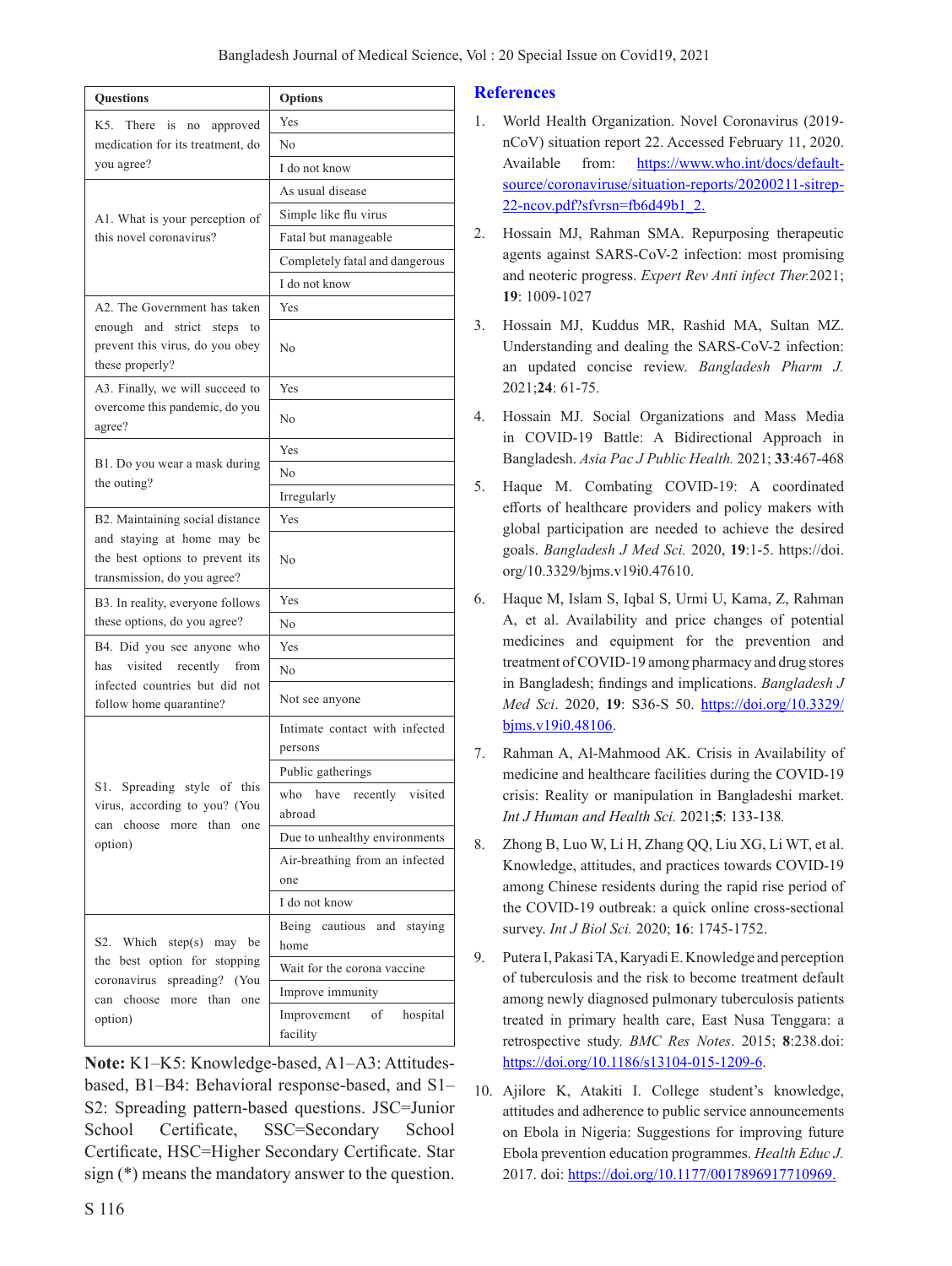| Questions | Options |
|---|---|
| K5. There is no approved medication for its treatment, do you agree? | Yes |
| | No |
| | I do not know |
| A1. What is your perception of this novel coronavirus? | As usual disease |
| | Simple like flu virus |
| | Fatal but manageable |
| | Completely fatal and dangerous |
| | I do not know |
| A2. The Government has taken enough and strict steps to prevent this virus, do you obey these properly? | Yes |
| | No |
| A3. Finally, we will succeed to overcome this pandemic, do you agree? | Yes |
| | No |
| B1. Do you wear a mask during the outing? | Yes |
| | No |
| | Irregularly |
| B2. Maintaining social distance and staying at home may be the best options to prevent its transmission, do you agree? | Yes |
| | No |
| B3. In reality, everyone follows these options, do you agree? | Yes |
| | No |
| B4. Did you see anyone who has visited recently from infected countries but did not follow home quarantine? | Yes |
| | No |
| | Not see anyone |
| S1. Spreading style of this virus, according to you? (You can choose more than one option) | Intimate contact with infected persons |
| | Public gatherings |
| | who have recently visited abroad |
| | Due to unhealthy environments |
| | Air-breathing from an infected one |
| | I do not know |
| S2. Which step(s) may be the best option for stopping coronavirus spreading? (You can choose more than one option) | Being cautious and staying home |
| | Wait for the corona vaccine |
| | Improve immunity |
| | Improvement of hospital facility |

**Note:** K1–K5: Knowledge-based, A1–A3: Attitudes-based, B1–B4: Behavioral response-based, and S1–S2: Spreading pattern-based questions. JSC=Junior School Certificate, SSC=Secondary School Certificate, HSC=Higher Secondary Certificate. Star sign (*) means the mandatory answer to the question.

## References

1. World Health Organization. Novel Coronavirus (2019-nCoV) situation report 22. Accessed February 11, 2020. Available from: https://www.who.int/docs/default-source/coronaviruse/situation-reports/20200211-sitrep-22-ncov.pdf?sfvrsn=fb6d49b1_2.
2. Hossain MJ, Rahman SMA. Repurposing therapeutic agents against SARS-CoV-2 infection: most promising and neoteric progress. *Expert Rev Anti infect Ther.*2021; **19**: 1009-1027
3. Hossain MJ, Kuddus MR, Rashid MA, Sultan MZ. Understanding and dealing the SARS-CoV-2 infection: an updated concise review. *Bangladesh Pharm J.* 2021;**24**: 61-75.
4. Hossain MJ. Social Organizations and Mass Media in COVID-19 Battle: A Bidirectional Approach in Bangladesh. *Asia Pac J Public Health.* 2021; **33**:467-468
5. Haque M. Combating COVID-19: A coordinated efforts of healthcare providers and policy makers with global participation are needed to achieve the desired goals. *Bangladesh J Med Sci.* 2020, **19**:1-5. https://doi.org/10.3329/bjms.v19i0.47610.
6. Haque M, Islam S, Iqbal S, Urmi U, Kama, Z, Rahman A, et al. Availability and price changes of potential medicines and equipment for the prevention and treatment of COVID-19 among pharmacy and drug stores in Bangladesh; findings and implications. *Bangladesh J Med Sci*. 2020, **19**: S36-S 50. https://doi.org/10.3329/bjms.v19i0.48106.
7. Rahman A, Al-Mahmood AK. Crisis in Availability of medicine and healthcare facilities during the COVID-19 crisis: Reality or manipulation in Bangladeshi market. *Int J Human and Health Sci.* 2021;**5**: 133-138.
8. Zhong B, Luo W, Li H, Zhang QQ, Liu XG, Li WT, et al. Knowledge, attitudes, and practices towards COVID-19 among Chinese residents during the rapid rise period of the COVID-19 outbreak: a quick online cross-sectional survey. *Int J Biol Sci.* 2020; **16**: 1745-1752.
9. Putera I, Pakasi TA, Karyadi E. Knowledge and perception of tuberculosis and the risk to become treatment default among newly diagnosed pulmonary tuberculosis patients treated in primary health care, East Nusa Tenggara: a retrospective study. *BMC Res Notes*. 2015; **8**:238.doi: https://doi.org/10.1186/s13104-015-1209-6.
10. Ajilore K, Atakiti I. College student's knowledge, attitudes and adherence to public service announcements on Ebola in Nigeria: Suggestions for improving future Ebola prevention education programmes. *Health Educ J.* 2017. doi: https://doi.org/10.1177/0017896917710969.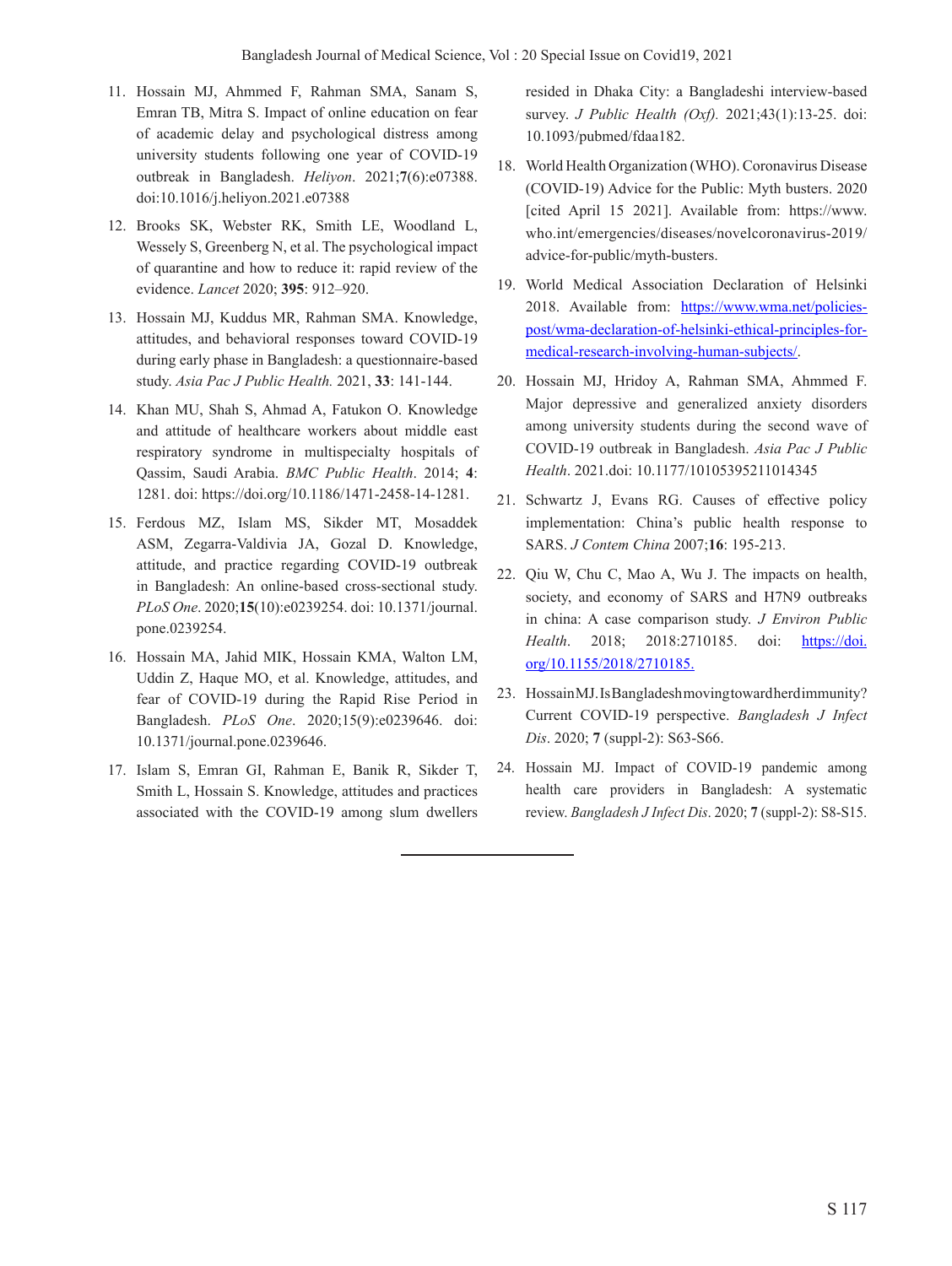11. Hossain MJ, Ahmmed F, Rahman SMA, Sanam S, Emran TB, Mitra S. Impact of online education on fear of academic delay and psychological distress among university students following one year of COVID-19 outbreak in Bangladesh. *Heliyon*. 2021;**7**(6):e07388. doi:10.1016/j.heliyon.2021.e07388
12. Brooks SK, Webster RK, Smith LE, Woodland L, Wessely S, Greenberg N, et al. The psychological impact of quarantine and how to reduce it: rapid review of the evidence. *Lancet* 2020; **395**: 912–920.
13. Hossain MJ, Kuddus MR, Rahman SMA. Knowledge, attitudes, and behavioral responses toward COVID-19 during early phase in Bangladesh: a questionnaire-based study. *Asia Pac J Public Health.* 2021, **33**: 141-144.
14. Khan MU, Shah S, Ahmad A, Fatukon O. Knowledge and attitude of healthcare workers about middle east respiratory syndrome in multispecialty hospitals of Qassim, Saudi Arabia. *BMC Public Health*. 2014; **4**: 1281. doi: https://doi.org/10.1186/1471-2458-14-1281.
15. Ferdous MZ, Islam MS, Sikder MT, Mosaddek ASM, Zegarra-Valdivia JA, Gozal D. Knowledge, attitude, and practice regarding COVID-19 outbreak in Bangladesh: An online-based cross-sectional study. *PLoS One*. 2020;**15**(10):e0239254. doi: 10.1371/journal.pone.0239254.
16. Hossain MA, Jahid MIK, Hossain KMA, Walton LM, Uddin Z, Haque MO, et al. Knowledge, attitudes, and fear of COVID-19 during the Rapid Rise Period in Bangladesh. *PLoS One*. 2020;15(9):e0239646. doi: 10.1371/journal.pone.0239646.
17. Islam S, Emran GI, Rahman E, Banik R, Sikder T, Smith L, Hossain S. Knowledge, attitudes and practices associated with the COVID-19 among slum dwellers resided in Dhaka City: a Bangladeshi interview-based survey. *J Public Health (Oxf).* 2021;43(1):13-25. doi: 10.1093/pubmed/fdaa182.
18. World Health Organization (WHO). Coronavirus Disease (COVID-19) Advice for the Public: Myth busters. 2020 [cited April 15 2021]. Available from: https://www.who.int/emergencies/diseases/novelcoronavirus-2019/advice-for-public/myth-busters.
19. World Medical Association Declaration of Helsinki 2018. Available from: https://www.wma.net/policies-post/wma-declaration-of-helsinki-ethical-principles-for-medical-research-involving-human-subjects/.
20. Hossain MJ, Hridoy A, Rahman SMA, Ahmmed F. Major depressive and generalized anxiety disorders among university students during the second wave of COVID-19 outbreak in Bangladesh. *Asia Pac J Public Health*. 2021.doi: 10.1177/10105395211014345
21. Schwartz J, Evans RG. Causes of effective policy implementation: China's public health response to SARS. *J Contem China* 2007;**16**: 195-213.
22. Qiu W, Chu C, Mao A, Wu J. The impacts on health, society, and economy of SARS and H7N9 outbreaks in china: A case comparison study. *J Environ Public Health*. 2018; 2018:2710185. doi: https://doi.org/10.1155/2018/2710185.
23. Hossain MJ. Is Bangladesh moving toward herd immunity? Current COVID-19 perspective. *Bangladesh J Infect Dis*. 2020; **7** (suppl-2): S63-S66.
24. Hossain MJ. Impact of COVID-19 pandemic among health care providers in Bangladesh: A systematic review. *Bangladesh J Infect Dis*. 2020; **7** (suppl-2): S8-S15.